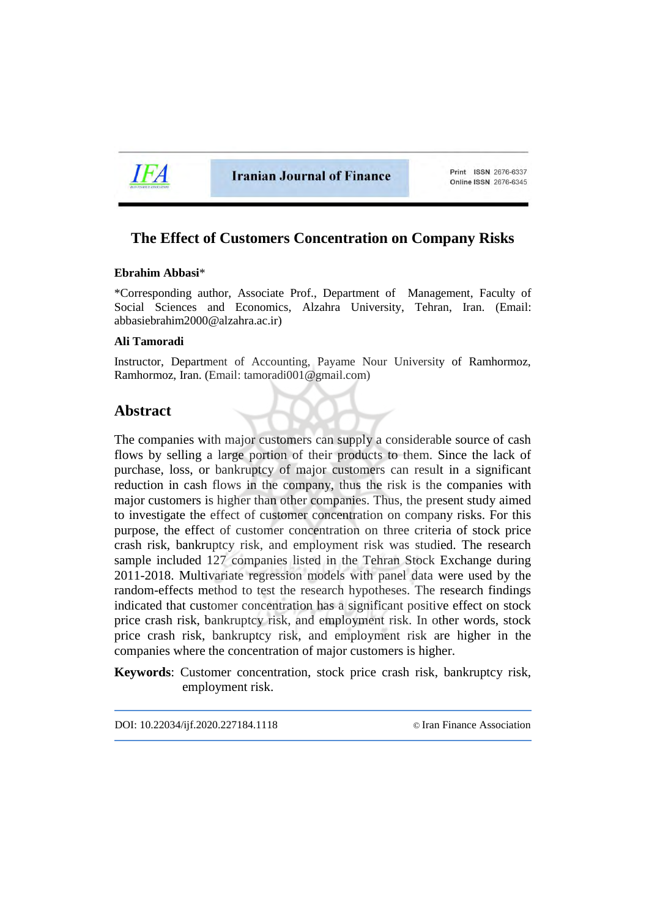# The Effect of Customers Concentration on Company Risks

**Ebrahim Abbasi***

*Corresponding author, Associate Prof., Department of Management, Faculty of Social Sciences and Economics, Alzahra University, Tehran, Iran. (Email: abbasiebrahim2000@alzahra.ac.ir)

**Ali Tamoradi**

Instructor, Department of Accounting, Payame Nour University of Ramhormoz, Ramhormoz, Iran. (Email: tamoradi001@gmail.com)

## Abstract

The companies with major customers can supply a considerable source of cash flows by selling a large portion of their products to them. Since the lack of purchase, loss, or bankruptcy of major customers can result in a significant reduction in cash flows in the company, thus the risk is the companies with major customers is higher than other companies. Thus, the present study aimed to investigate the effect of customer concentration on company risks. For this purpose, the effect of customer concentration on three criteria of stock price crash risk, bankruptcy risk, and employment risk was studied. The research sample included 127 companies listed in the Tehran Stock Exchange during 2011-2018. Multivariate regression models with panel data were used by the random-effects method to test the research hypotheses. The research findings indicated that customer concentration has a significant positive effect on stock price crash risk, bankruptcy risk, and employment risk. In other words, stock price crash risk, bankruptcy risk, and employment risk are higher in the companies where the concentration of major customers is higher.

**Keywords**: Customer concentration, stock price crash risk, bankruptcy risk, employment risk.

DOI: 10.22034/ijf.2020.227184.1118 © Iran Finance Association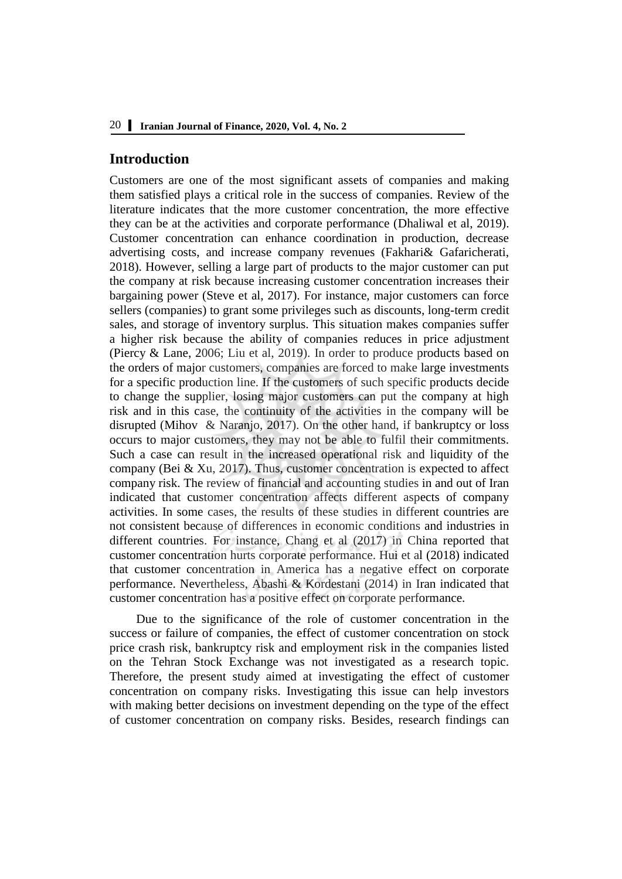## Introduction

Customers are one of the most significant assets of companies and making them satisfied plays a critical role in the success of companies. Review of the literature indicates that the more customer concentration, the more effective they can be at the activities and corporate performance (Dhaliwal et al, 2019). Customer concentration can enhance coordination in production, decrease advertising costs, and increase company revenues (Fakhari& Gafaricherati, 2018). However, selling a large part of products to the major customer can put the company at risk because increasing customer concentration increases their bargaining power (Steve et al, 2017). For instance, major customers can force sellers (companies) to grant some privileges such as discounts, long-term credit sales, and storage of inventory surplus. This situation makes companies suffer a higher risk because the ability of companies reduces in price adjustment (Piercy & Lane, 2006; Liu et al, 2019). In order to produce products based on the orders of major customers, companies are forced to make large investments for a specific production line. If the customers of such specific products decide to change the supplier, losing major customers can put the company at high risk and in this case, the continuity of the activities in the company will be disrupted (Mihov & Naranjo, 2017). On the other hand, if bankruptcy or loss occurs to major customers, they may not be able to fulfil their commitments. Such a case can result in the increased operational risk and liquidity of the company (Bei & Xu, 2017). Thus, customer concentration is expected to affect company risk. The review of financial and accounting studies in and out of Iran indicated that customer concentration affects different aspects of company activities. In some cases, the results of these studies in different countries are not consistent because of differences in economic conditions and industries in different countries. For instance, Chang et al (2017) in China reported that customer concentration hurts corporate performance. Hui et al (2018) indicated that customer concentration in America has a negative effect on corporate performance. Nevertheless, Abashi & Kordestani (2014) in Iran indicated that customer concentration has a positive effect on corporate performance.

Due to the significance of the role of customer concentration in the success or failure of companies, the effect of customer concentration on stock price crash risk, bankruptcy risk and employment risk in the companies listed on the Tehran Stock Exchange was not investigated as a research topic. Therefore, the present study aimed at investigating the effect of customer concentration on company risks. Investigating this issue can help investors with making better decisions on investment depending on the type of the effect of customer concentration on company risks. Besides, research findings can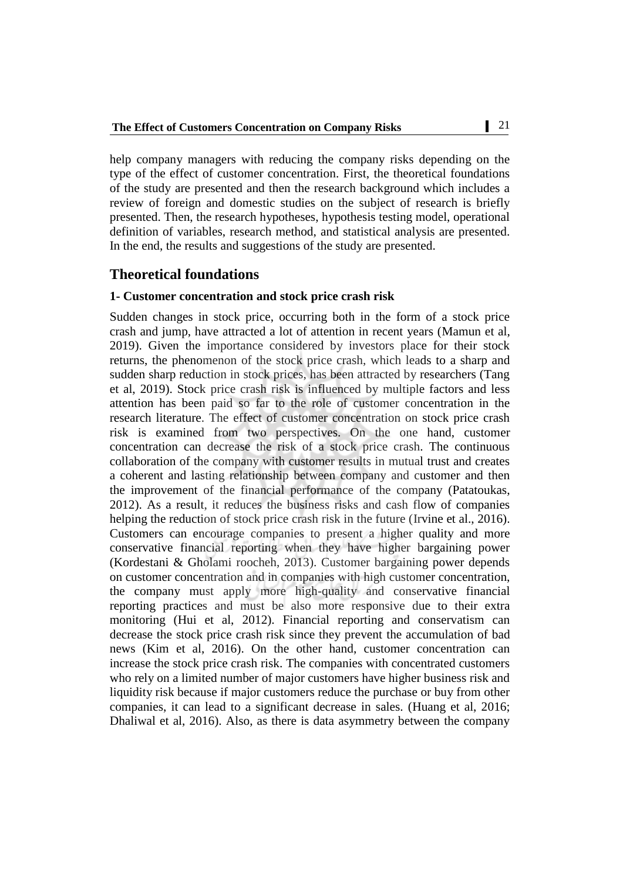help company managers with reducing the company risks depending on the type of the effect of customer concentration. First, the theoretical foundations of the study are presented and then the research background which includes a review of foreign and domestic studies on the subject of research is briefly presented. Then, the research hypotheses, hypothesis testing model, operational definition of variables, research method, and statistical analysis are presented. In the end, the results and suggestions of the study are presented.

## Theoretical foundations

### 1- Customer concentration and stock price crash risk

Sudden changes in stock price, occurring both in the form of a stock price crash and jump, have attracted a lot of attention in recent years (Mamun et al, 2019). Given the importance considered by investors place for their stock returns, the phenomenon of the stock price crash, which leads to a sharp and sudden sharp reduction in stock prices, has been attracted by researchers (Tang et al, 2019). Stock price crash risk is influenced by multiple factors and less attention has been paid so far to the role of customer concentration in the research literature. The effect of customer concentration on stock price crash risk is examined from two perspectives. On the one hand, customer concentration can decrease the risk of a stock price crash. The continuous collaboration of the company with customer results in mutual trust and creates a coherent and lasting relationship between company and customer and then the improvement of the financial performance of the company (Patatoukas, 2012). As a result, it reduces the business risks and cash flow of companies helping the reduction of stock price crash risk in the future (Irvine et al., 2016). Customers can encourage companies to present a higher quality and more conservative financial reporting when they have higher bargaining power (Kordestani & Gholami roocheh, 2013). Customer bargaining power depends on customer concentration and in companies with high customer concentration, the company must apply more high-quality and conservative financial reporting practices and must be also more responsive due to their extra monitoring (Hui et al, 2012). Financial reporting and conservatism can decrease the stock price crash risk since they prevent the accumulation of bad news (Kim et al, 2016). On the other hand, customer concentration can increase the stock price crash risk. The companies with concentrated customers who rely on a limited number of major customers have higher business risk and liquidity risk because if major customers reduce the purchase or buy from other companies, it can lead to a significant decrease in sales. (Huang et al, 2016; Dhaliwal et al, 2016). Also, as there is data asymmetry between the company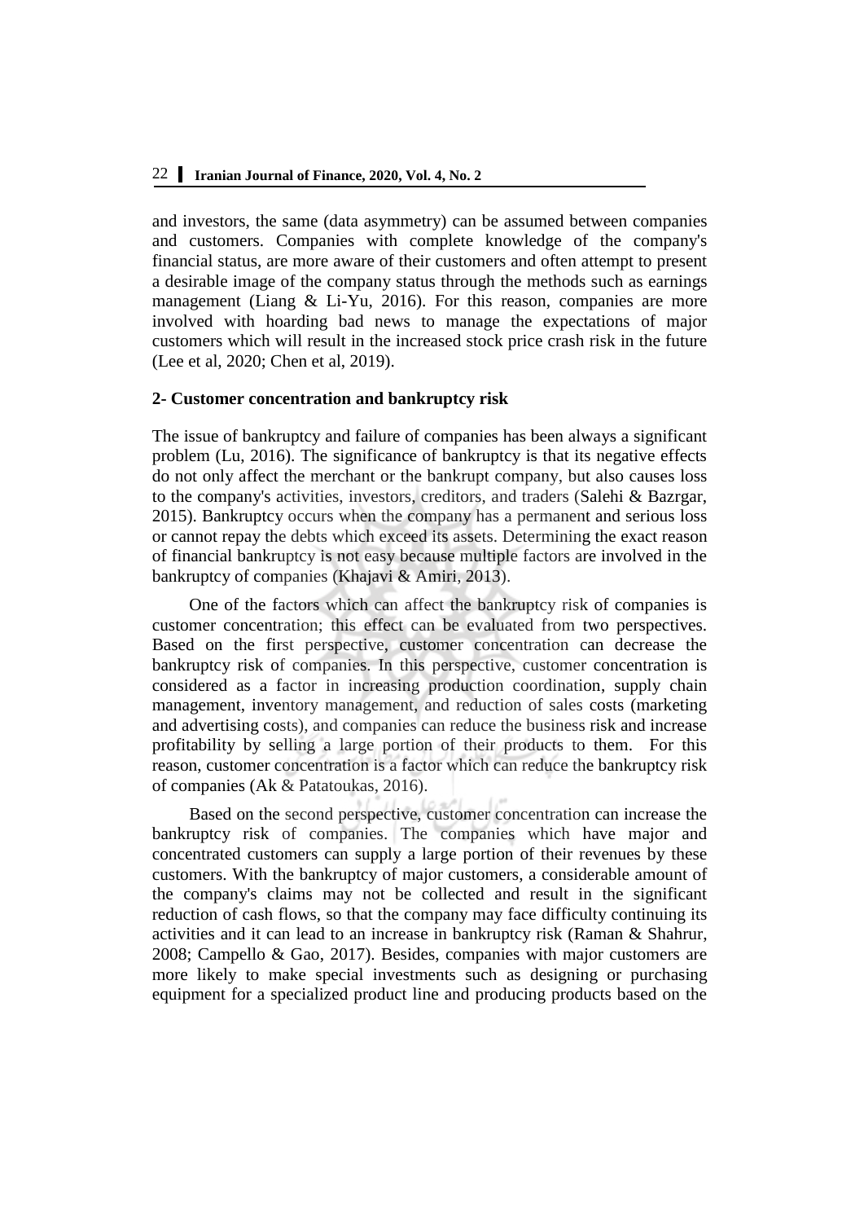and investors, the same (data asymmetry) can be assumed between companies and customers. Companies with complete knowledge of the company's financial status, are more aware of their customers and often attempt to present a desirable image of the company status through the methods such as earnings management (Liang & Li-Yu, 2016). For this reason, companies are more involved with hoarding bad news to manage the expectations of major customers which will result in the increased stock price crash risk in the future (Lee et al, 2020; Chen et al, 2019).

## 2- Customer concentration and bankruptcy risk

The issue of bankruptcy and failure of companies has been always a significant problem (Lu, 2016). The significance of bankruptcy is that its negative effects do not only affect the merchant or the bankrupt company, but also causes loss to the company's activities, investors, creditors, and traders (Salehi & Bazrgar, 2015). Bankruptcy occurs when the company has a permanent and serious loss or cannot repay the debts which exceed its assets. Determining the exact reason of financial bankruptcy is not easy because multiple factors are involved in the bankruptcy of companies (Khajavi & Amiri, 2013).

One of the factors which can affect the bankruptcy risk of companies is customer concentration; this effect can be evaluated from two perspectives. Based on the first perspective, customer concentration can decrease the bankruptcy risk of companies. In this perspective, customer concentration is considered as a factor in increasing production coordination, supply chain management, inventory management, and reduction of sales costs (marketing and advertising costs), and companies can reduce the business risk and increase profitability by selling a large portion of their products to them. For this reason, customer concentration is a factor which can reduce the bankruptcy risk of companies (Ak & Patatoukas, 2016).

Based on the second perspective, customer concentration can increase the bankruptcy risk of companies. The companies which have major and concentrated customers can supply a large portion of their revenues by these customers. With the bankruptcy of major customers, a considerable amount of the company's claims may not be collected and result in the significant reduction of cash flows, so that the company may face difficulty continuing its activities and it can lead to an increase in bankruptcy risk (Raman & Shahrur, 2008; Campello & Gao, 2017). Besides, companies with major customers are more likely to make special investments such as designing or purchasing equipment for a specialized product line and producing products based on the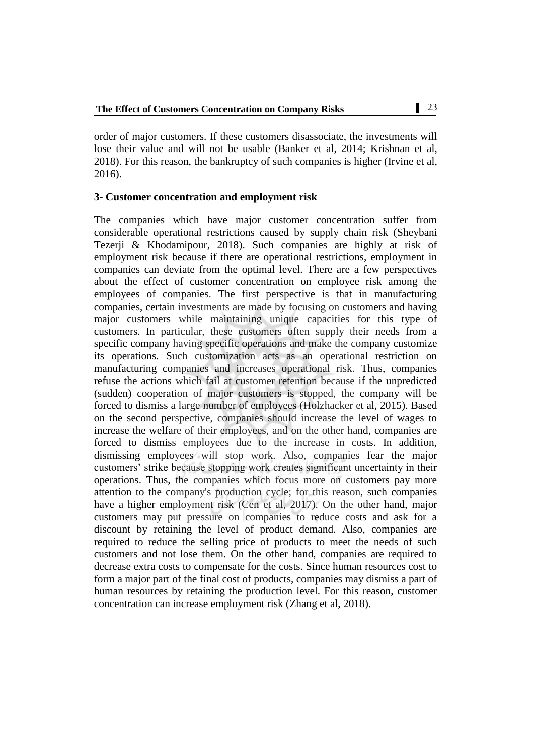order of major customers. If these customers disassociate, the investments will lose their value and will not be usable (Banker et al, 2014; Krishnan et al, 2018). For this reason, the bankruptcy of such companies is higher (Irvine et al, 2016).

### 3- Customer concentration and employment risk

The companies which have major customer concentration suffer from considerable operational restrictions caused by supply chain risk (Sheybani Tezerji & Khodamipour, 2018). Such companies are highly at risk of employment risk because if there are operational restrictions, employment in companies can deviate from the optimal level. There are a few perspectives about the effect of customer concentration on employee risk among the employees of companies. The first perspective is that in manufacturing companies, certain investments are made by focusing on customers and having major customers while maintaining unique capacities for this type of customers. In particular, these customers often supply their needs from a specific company having specific operations and make the company customize its operations. Such customization acts as an operational restriction on manufacturing companies and increases operational risk. Thus, companies refuse the actions which fail at customer retention because if the unpredicted (sudden) cooperation of major customers is stopped, the company will be forced to dismiss a large number of employees (Holzhacker et al, 2015). Based on the second perspective, companies should increase the level of wages to increase the welfare of their employees, and on the other hand, companies are forced to dismiss employees due to the increase in costs. In addition, dismissing employees will stop work. Also, companies fear the major customers' strike because stopping work creates significant uncertainty in their operations. Thus, the companies which focus more on customers pay more attention to the company's production cycle; for this reason, such companies have a higher employment risk (Cen et al, 2017). On the other hand, major customers may put pressure on companies to reduce costs and ask for a discount by retaining the level of product demand. Also, companies are required to reduce the selling price of products to meet the needs of such customers and not lose them. On the other hand, companies are required to decrease extra costs to compensate for the costs. Since human resources cost to form a major part of the final cost of products, companies may dismiss a part of human resources by retaining the production level. For this reason, customer concentration can increase employment risk (Zhang et al, 2018).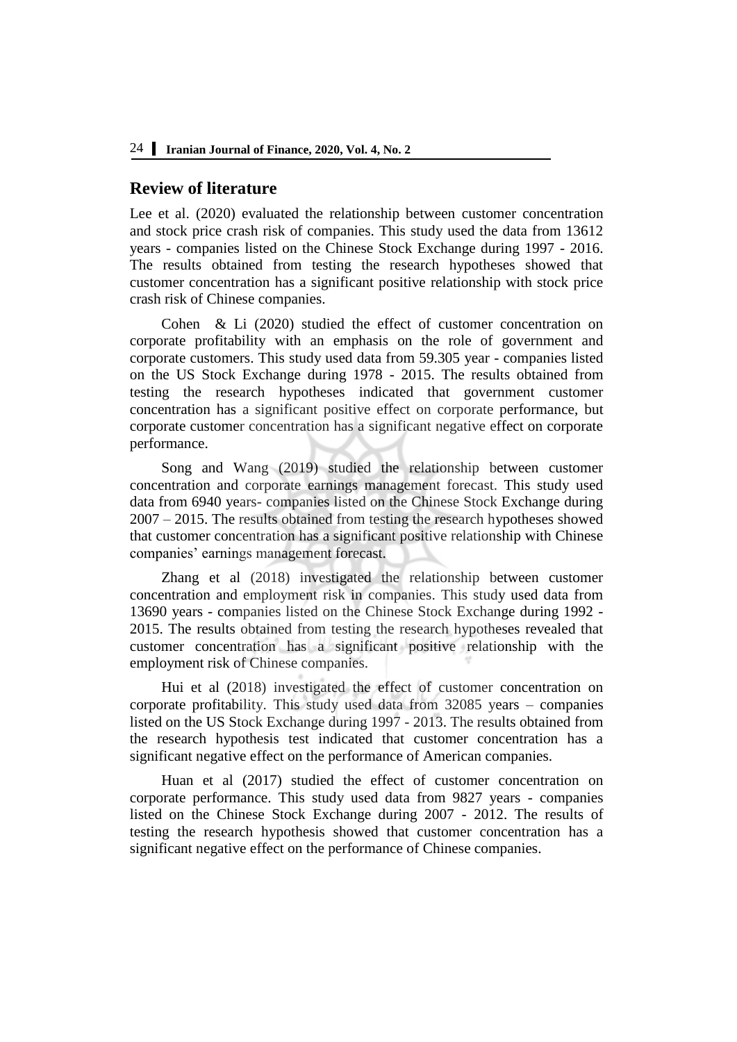## Review of literature

Lee et al. (2020) evaluated the relationship between customer concentration and stock price crash risk of companies. This study used the data from 13612 years - companies listed on the Chinese Stock Exchange during 1997 - 2016. The results obtained from testing the research hypotheses showed that customer concentration has a significant positive relationship with stock price crash risk of Chinese companies.

Cohen & Li (2020) studied the effect of customer concentration on corporate profitability with an emphasis on the role of government and corporate customers. This study used data from 59.305 year - companies listed on the US Stock Exchange during 1978 - 2015. The results obtained from testing the research hypotheses indicated that government customer concentration has a significant positive effect on corporate performance, but corporate customer concentration has a significant negative effect on corporate performance.

Song and Wang (2019) studied the relationship between customer concentration and corporate earnings management forecast. This study used data from 6940 years- companies listed on the Chinese Stock Exchange during 2007 – 2015. The results obtained from testing the research hypotheses showed that customer concentration has a significant positive relationship with Chinese companies' earnings management forecast.

Zhang et al (2018) investigated the relationship between customer concentration and employment risk in companies. This study used data from 13690 years - companies listed on the Chinese Stock Exchange during 1992 - 2015. The results obtained from testing the research hypotheses revealed that customer concentration has a significant positive relationship with the employment risk of Chinese companies.

Hui et al (2018) investigated the effect of customer concentration on corporate profitability. This study used data from 32085 years – companies listed on the US Stock Exchange during 1997 - 2013. The results obtained from the research hypothesis test indicated that customer concentration has a significant negative effect on the performance of American companies.

Huan et al (2017) studied the effect of customer concentration on corporate performance. This study used data from 9827 years - companies listed on the Chinese Stock Exchange during 2007 - 2012. The results of testing the research hypothesis showed that customer concentration has a significant negative effect on the performance of Chinese companies.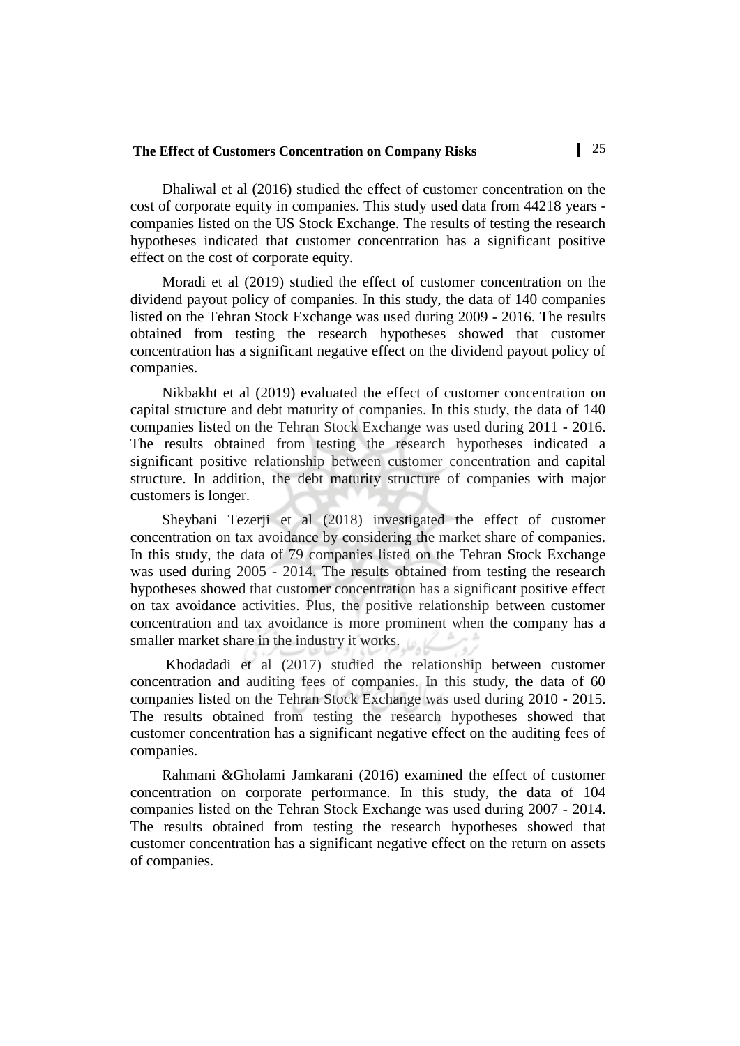Dhaliwal et al (2016) studied the effect of customer concentration on the cost of corporate equity in companies. This study used data from 44218 years - companies listed on the US Stock Exchange. The results of testing the research hypotheses indicated that customer concentration has a significant positive effect on the cost of corporate equity.

Moradi et al (2019) studied the effect of customer concentration on the dividend payout policy of companies. In this study, the data of 140 companies listed on the Tehran Stock Exchange was used during 2009 - 2016. The results obtained from testing the research hypotheses showed that customer concentration has a significant negative effect on the dividend payout policy of companies.

Nikbakht et al (2019) evaluated the effect of customer concentration on capital structure and debt maturity of companies. In this study, the data of 140 companies listed on the Tehran Stock Exchange was used during 2011 - 2016. The results obtained from testing the research hypotheses indicated a significant positive relationship between customer concentration and capital structure. In addition, the debt maturity structure of companies with major customers is longer.

Sheybani Tezerji et al (2018) investigated the effect of customer concentration on tax avoidance by considering the market share of companies. In this study, the data of 79 companies listed on the Tehran Stock Exchange was used during 2005 - 2014. The results obtained from testing the research hypotheses showed that customer concentration has a significant positive effect on tax avoidance activities. Plus, the positive relationship between customer concentration and tax avoidance is more prominent when the company has a smaller market share in the industry it works.

Khodadadi et al (2017) studied the relationship between customer concentration and auditing fees of companies. In this study, the data of 60 companies listed on the Tehran Stock Exchange was used during 2010 - 2015. The results obtained from testing the research hypotheses showed that customer concentration has a significant negative effect on the auditing fees of companies.

Rahmani &Gholami Jamkarani (2016) examined the effect of customer concentration on corporate performance. In this study, the data of 104 companies listed on the Tehran Stock Exchange was used during 2007 - 2014. The results obtained from testing the research hypotheses showed that customer concentration has a significant negative effect on the return on assets of companies.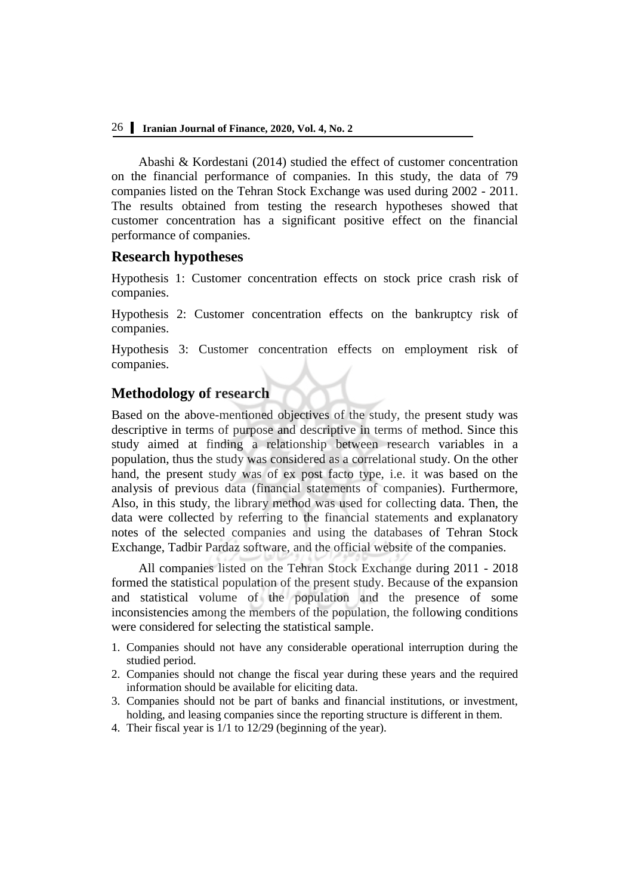Abashi & Kordestani (2014) studied the effect of customer concentration on the financial performance of companies. In this study, the data of 79 companies listed on the Tehran Stock Exchange was used during 2002 - 2011. The results obtained from testing the research hypotheses showed that customer concentration has a significant positive effect on the financial performance of companies.

## Research hypotheses

Hypothesis 1: Customer concentration effects on stock price crash risk of companies.

Hypothesis 2: Customer concentration effects on the bankruptcy risk of companies.

Hypothesis 3: Customer concentration effects on employment risk of companies.

## Methodology of research

Based on the above-mentioned objectives of the study, the present study was descriptive in terms of purpose and descriptive in terms of method. Since this study aimed at finding a relationship between research variables in a population, thus the study was considered as a correlational study. On the other hand, the present study was of ex post facto type, i.e. it was based on the analysis of previous data (financial statements of companies). Furthermore, Also, in this study, the library method was used for collecting data. Then, the data were collected by referring to the financial statements and explanatory notes of the selected companies and using the databases of Tehran Stock Exchange, Tadbir Pardaz software, and the official website of the companies.

All companies listed on the Tehran Stock Exchange during 2011 - 2018 formed the statistical population of the present study. Because of the expansion and statistical volume of the population and the presence of some inconsistencies among the members of the population, the following conditions were considered for selecting the statistical sample.

1. Companies should not have any considerable operational interruption during the studied period.
2. Companies should not change the fiscal year during these years and the required information should be available for eliciting data.
3. Companies should not be part of banks and financial institutions, or investment, holding, and leasing companies since the reporting structure is different in them.
4. Their fiscal year is 1/1 to 12/29 (beginning of the year).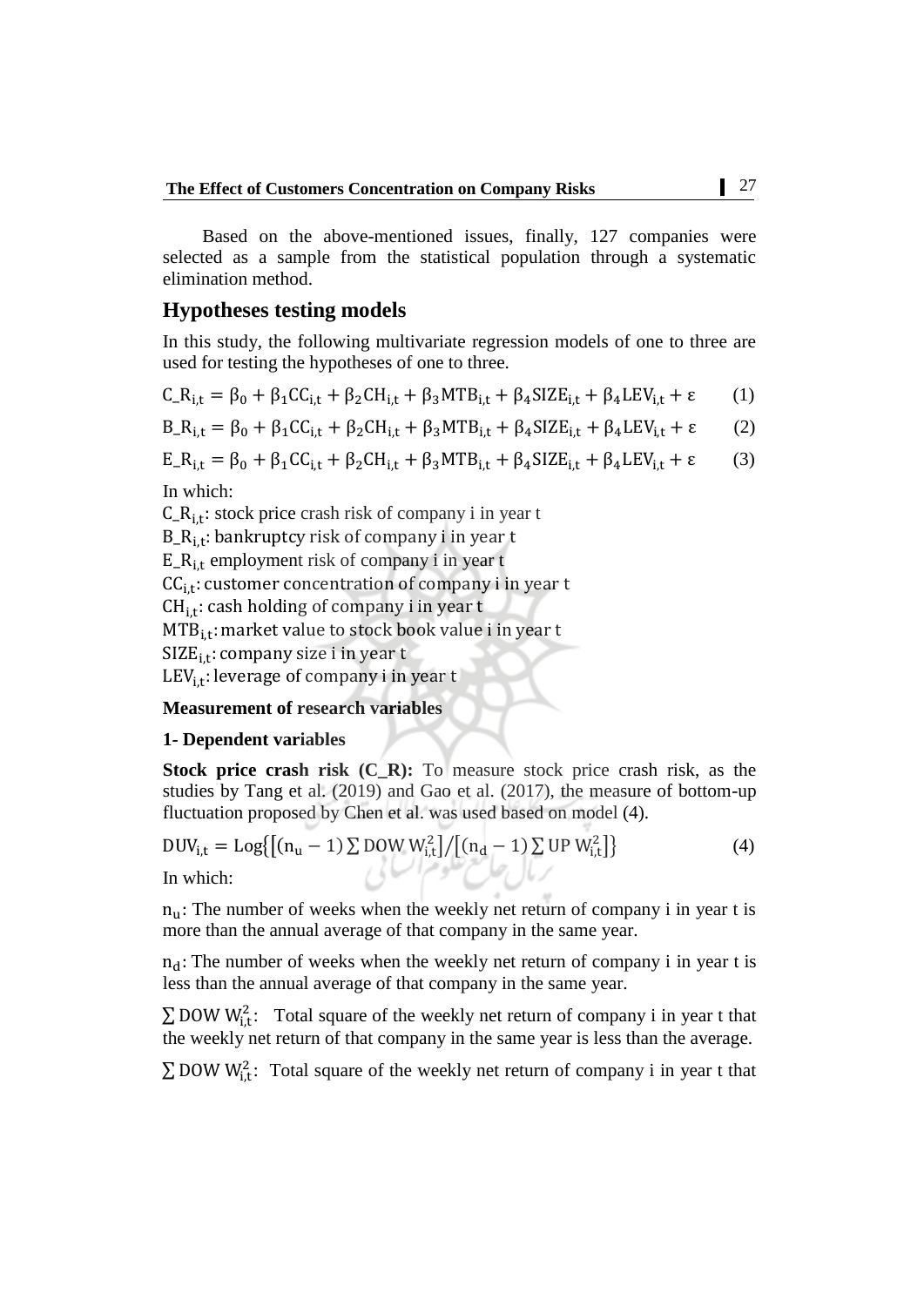Based on the above-mentioned issues, finally, 127 companies were selected as a sample from the statistical population through a systematic elimination method.

## Hypotheses testing models

In this study, the following multivariate regression models of one to three are used for testing the hypotheses of one to three.

$$C\_R_{i,t} = \beta_0 + \beta_1 CC_{i,t} + \beta_2 CH_{i,t} + \beta_3 MTB_{i,t} + \beta_4 SIZE_{i,t} + \beta_4 LEV_{i,t} + \varepsilon \qquad (1)$$

$$B\_R_{i,t} = \beta_0 + \beta_1 CC_{i,t} + \beta_2 CH_{i,t} + \beta_3 MTB_{i,t} + \beta_4 SIZE_{i,t} + \beta_4 LEV_{i,t} + \varepsilon \qquad (2)$$

$$E\_R_{i,t} = \beta_0 + \beta_1 CC_{i,t} + \beta_2 CH_{i,t} + \beta_3 MTB_{i,t} + \beta_4 SIZE_{i,t} + \beta_4 LEV_{i,t} + \varepsilon \qquad (3)$$

In which:

$C\_R_{i,t}$: stock price crash risk of company i in year t

$B\_R_{i,t}$: bankruptcy risk of company i in year t

$E\_R_{i,t}$ employment risk of company i in year t

$CC_{i,t}$: customer concentration of company i in year t

$CH_{i,t}$: cash holding of company i in year t

$MTB_{i,t}$: market value to stock book value i in year t

$SIZE_{i,t}$: company size i in year t

$LEV_{i,t}$: leverage of company i in year t

**Measurement of research variables**

**1- Dependent variables**

**Stock price crash risk (C_R):** To measure stock price crash risk, as the studies by Tang et al. (2019) and Gao et al. (2017), the measure of bottom-up fluctuation proposed by Chen et al. was used based on model (4).

$$DUV_{i,t} = \mathrm{Log}\{[(n_u - 1)\sum DOW\, W_{i,t}^2]/[(n_d - 1)\sum UP\, W_{i,t}^2]\} \qquad (4)$$

In which:

$n_u$: The number of weeks when the weekly net return of company i in year t is more than the annual average of that company in the same year.

$n_d$: The number of weeks when the weekly net return of company i in year t is less than the annual average of that company in the same year.

$\sum DOW\, W_{i,t}^2$: Total square of the weekly net return of company i in year t that the weekly net return of that company in the same year is less than the average.

$\sum DOW\, W_{i,t}^2$: Total square of the weekly net return of company i in year t that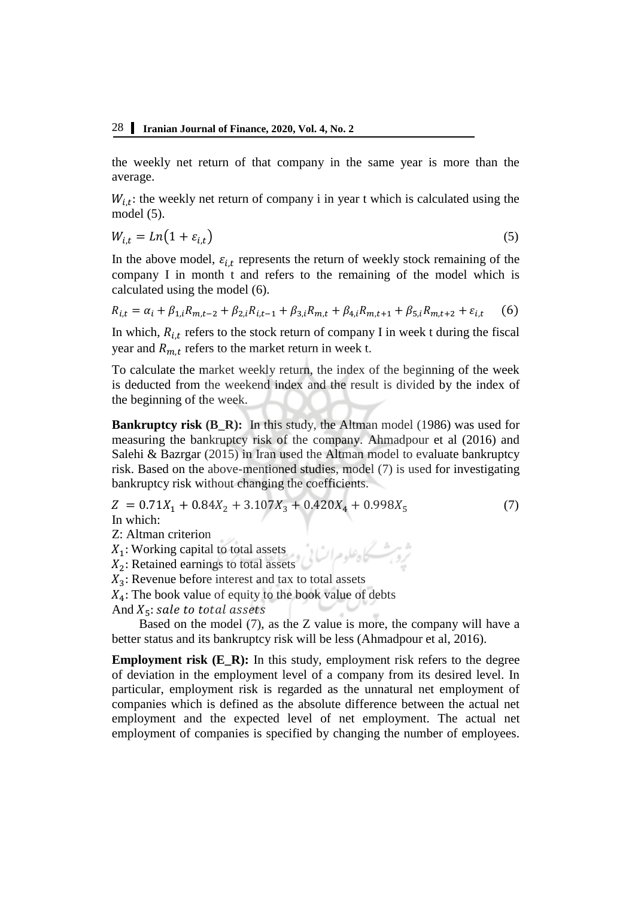the weekly net return of that company in the same year is more than the average.

$W_{i,t}$: the weekly net return of company i in year t which is calculated using the model (5).

$$W_{i,t} = Ln\left(1 + \varepsilon_{i,t}\right) \tag{5}$$

In the above model, $\varepsilon_{i,t}$ represents the return of weekly stock remaining of the company I in month t and refers to the remaining of the model which is calculated using the model (6).

$$R_{i,t} = \alpha_i + \beta_{1,i}R_{m,t-2} + \beta_{2,i}R_{i,t-1} + \beta_{3,i}R_{m,t} + \beta_{4,i}R_{m,t+1} + \beta_{5,i}R_{m,t+2} + \varepsilon_{i,t} \tag{6}$$

In which, $R_{i,t}$ refers to the stock return of company I in week t during the fiscal year and $R_{m,t}$ refers to the market return in week t.

To calculate the market weekly return, the index of the beginning of the week is deducted from the weekend index and the result is divided by the index of the beginning of the week.

**Bankruptcy risk (B_R):** In this study, the Altman model (1986) was used for measuring the bankruptcy risk of the company. Ahmadpour et al (2016) and Salehi & Bazrgar (2015) in Iran used the Altman model to evaluate bankruptcy risk. Based on the above-mentioned studies, model (7) is used for investigating bankruptcy risk without changing the coefficients.

$$Z = 0.71X_1 + 0.84X_2 + 3.107X_3 + 0.420X_4 + 0.998X_5 \tag{7}$$

In which:

Z: Altman criterion

$X_1$: Working capital to total assets

$X_2$: Retained earnings to total assets

$X_3$: Revenue before interest and tax to total assets

$X_4$: The book value of equity to the book value of debts

And $X_5$: $sale\ to\ total\ assets$

Based on the model (7), as the Z value is more, the company will have a better status and its bankruptcy risk will be less (Ahmadpour et al, 2016).

**Employment risk (E_R):** In this study, employment risk refers to the degree of deviation in the employment level of a company from its desired level. In particular, employment risk is regarded as the unnatural net employment of companies which is defined as the absolute difference between the actual net employment and the expected level of net employment. The actual net employment of companies is specified by changing the number of employees.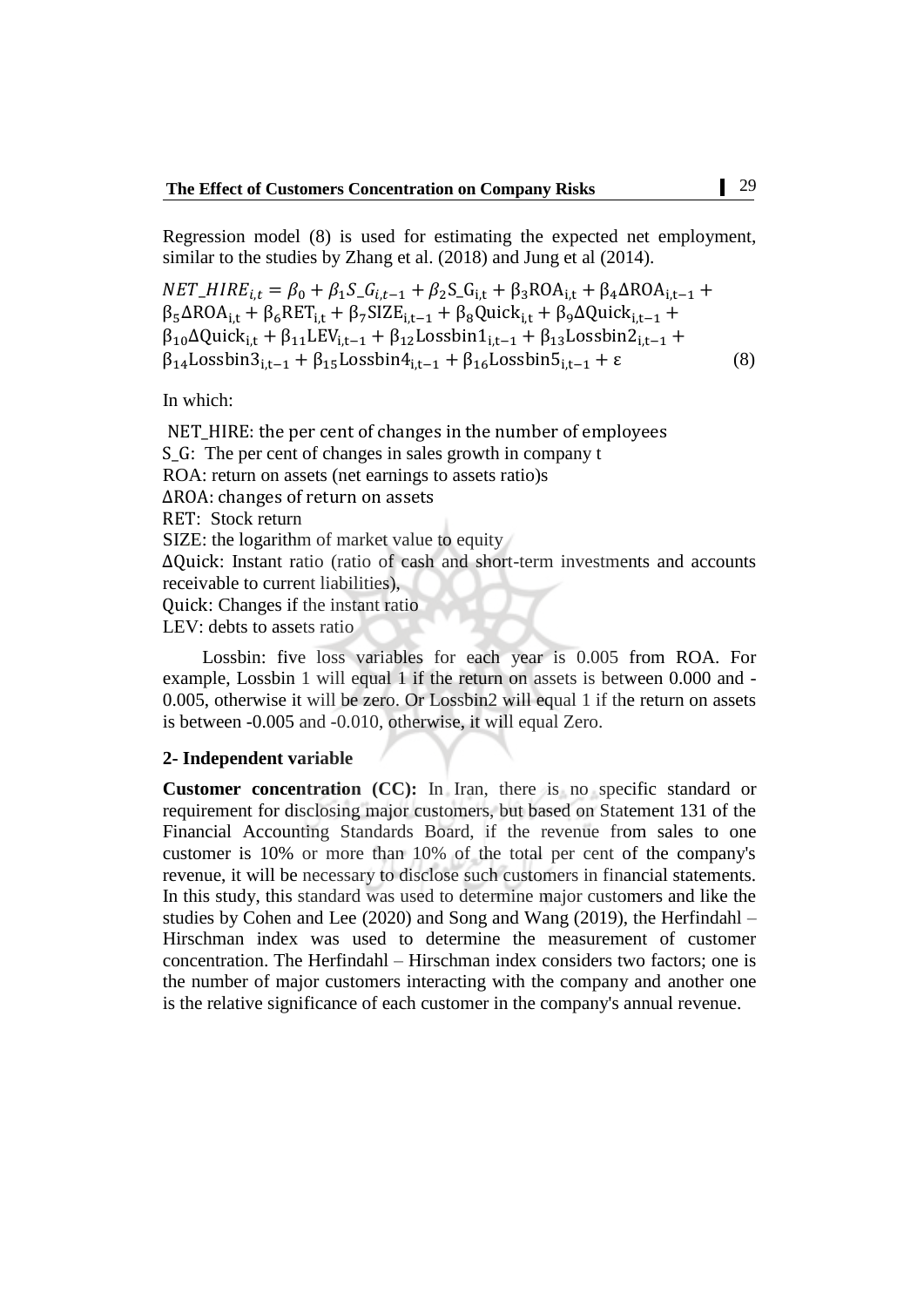Regression model (8) is used for estimating the expected net employment, similar to the studies by Zhang et al. (2018) and Jung et al (2014).

$$NET\_HIRE_{i,t} = \beta_0 + \beta_1 S\_G_{i,t-1} + \beta_2 S\_G_{i,t} + \beta_3 ROA_{i,t} + \beta_4 \Delta ROA_{i,t-1} + \beta_5 \Delta ROA_{i,t} + \beta_6 RET_{i,t} + \beta_7 SIZE_{i,t-1} + \beta_8 Quick_{i,t} + \beta_9 \Delta Quick_{i,t-1} + \beta_{10} \Delta Quick_{i,t} + \beta_{11} LEV_{i,t-1} + \beta_{12} Lossbin1_{i,t-1} + \beta_{13} Lossbin2_{i,t-1} + \beta_{14} Lossbin3_{i,t-1} + \beta_{15} Lossbin4_{i,t-1} + \beta_{16} Lossbin5_{i,t-1} + \varepsilon \quad (8)$$

In which:

NET_HIRE: the per cent of changes in the number of employees
S_G: The per cent of changes in sales growth in company t
ROA: return on assets (net earnings to assets ratio)s
ΔROA: changes of return on assets
RET: Stock return
SIZE: the logarithm of market value to equity
ΔQuick: Instant ratio (ratio of cash and short-term investments and accounts receivable to current liabilities),
Quick: Changes if the instant ratio
LEV: debts to assets ratio

Lossbin: five loss variables for each year is 0.005 from ROA. For example, Lossbin 1 will equal 1 if the return on assets is between 0.000 and -0.005, otherwise it will be zero. Or Lossbin2 will equal 1 if the return on assets is between -0.005 and -0.010, otherwise, it will equal Zero.

## 2- Independent variable

**Customer concentration (CC):** In Iran, there is no specific standard or requirement for disclosing major customers, but based on Statement 131 of the Financial Accounting Standards Board, if the revenue from sales to one customer is 10% or more than 10% of the total per cent of the company's revenue, it will be necessary to disclose such customers in financial statements. In this study, this standard was used to determine major customers and like the studies by Cohen and Lee (2020) and Song and Wang (2019), the Herfindahl – Hirschman index was used to determine the measurement of customer concentration. The Herfindahl – Hirschman index considers two factors; one is the number of major customers interacting with the company and another one is the relative significance of each customer in the company's annual revenue.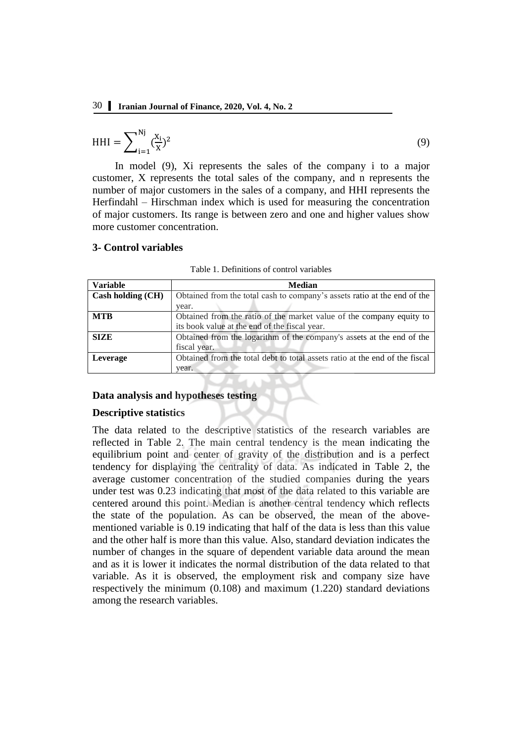$$\mathrm{HHI} = \sum_{i=1}^{Nj} \left(\frac{X_i}{X}\right)^2 \tag{9}$$

In model (9), Xi represents the sales of the company i to a major customer, X represents the total sales of the company, and n represents the number of major customers in the sales of a company, and HHI represents the Herfindahl – Hirschman index which is used for measuring the concentration of major customers. Its range is between zero and one and higher values show more customer concentration.

### 3- Control variables

Table 1. Definitions of control variables

| Variable | Median |
|---|---|
| **Cash holding (CH)** | Obtained from the total cash to company's assets ratio at the end of the year. |
| **MTB** | Obtained from the ratio of the market value of the company equity to its book value at the end of the fiscal year. |
| **SIZE** | Obtained from the logarithm of the company's assets at the end of the fiscal year. |
| **Leverage** | Obtained from the total debt to total assets ratio at the end of the fiscal year. |

### Data analysis and hypotheses testing

### Descriptive statistics

The data related to the descriptive statistics of the research variables are reflected in Table 2. The main central tendency is the mean indicating the equilibrium point and center of gravity of the distribution and is a perfect tendency for displaying the centrality of data. As indicated in Table 2, the average customer concentration of the studied companies during the years under test was 0.23 indicating that most of the data related to this variable are centered around this point. Median is another central tendency which reflects the state of the population. As can be observed, the mean of the above-mentioned variable is 0.19 indicating that half of the data is less than this value and the other half is more than this value. Also, standard deviation indicates the number of changes in the square of dependent variable data around the mean and as it is lower it indicates the normal distribution of the data related to that variable. As it is observed, the employment risk and company size have respectively the minimum (0.108) and maximum (1.220) standard deviations among the research variables.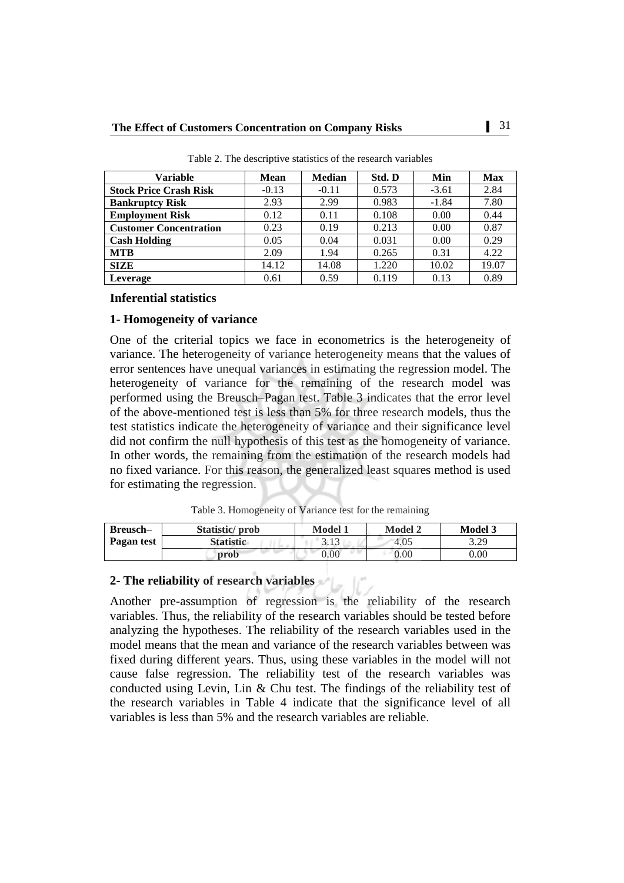Table 2. The descriptive statistics of the research variables

| Variable | Mean | Median | Std. D | Min | Max |
|---|---|---|---|---|---|
| **Stock Price Crash Risk** | -0.13 | -0.11 | 0.573 | -3.61 | 2.84 |
| **Bankruptcy Risk** | 2.93 | 2.99 | 0.983 | -1.84 | 7.80 |
| **Employment Risk** | 0.12 | 0.11 | 0.108 | 0.00 | 0.44 |
| **Customer Concentration** | 0.23 | 0.19 | 0.213 | 0.00 | 0.87 |
| **Cash Holding** | 0.05 | 0.04 | 0.031 | 0.00 | 0.29 |
| **MTB** | 2.09 | 1.94 | 0.265 | 0.31 | 4.22 |
| **SIZE** | 14.12 | 14.08 | 1.220 | 10.02 | 19.07 |
| **Leverage** | 0.61 | 0.59 | 0.119 | 0.13 | 0.89 |

### Inferential statistics

#### 1- Homogeneity of variance

One of the criterial topics we face in econometrics is the heterogeneity of variance. The heterogeneity of variance heterogeneity means that the values of error sentences have unequal variances in estimating the regression model. The heterogeneity of variance for the remaining of the research model was performed using the Breusch–Pagan test. Table 3 indicates that the error level of the above-mentioned test is less than 5% for three research models, thus the test statistics indicate the heterogeneity of variance and their significance level did not confirm the null hypothesis of this test as the homogeneity of variance. In other words, the remaining from the estimation of the research models had no fixed variance. For this reason, the generalized least squares method is used for estimating the regression.

Table 3. Homogeneity of Variance test for the remaining

| Breusch–Pagan test | Statistic/ prob | Model 1 | Model 2 | Model 3 |
|---|---|---|---|---|
| | Statistic | 3.13 | 4.05 | 3.29 |
| | prob | 0.00 | 0.00 | 0.00 |

#### 2- The reliability of research variables

Another pre-assumption of regression is the reliability of the research variables. Thus, the reliability of the research variables should be tested before analyzing the hypotheses. The reliability of the research variables used in the model means that the mean and variance of the research variables between was fixed during different years. Thus, using these variables in the model will not cause false regression. The reliability test of the research variables was conducted using Levin, Lin & Chu test. The findings of the reliability test of the research variables in Table 4 indicate that the significance level of all variables is less than 5% and the research variables are reliable.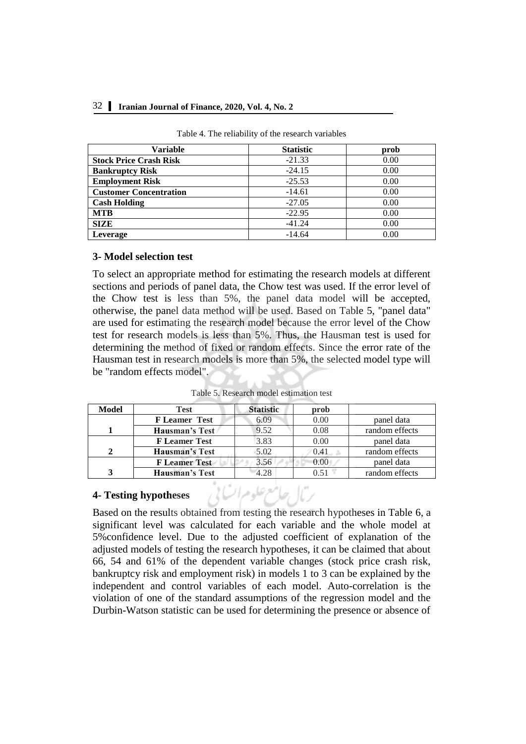Table 4. The reliability of the research variables

| Variable | Statistic | prob |
|---|---|---|
| **Stock Price Crash Risk** | -21.33 | 0.00 |
| **Bankruptcy Risk** | -24.15 | 0.00 |
| **Employment Risk** | -25.53 | 0.00 |
| **Customer Concentration** | -14.61 | 0.00 |
| **Cash Holding** | -27.05 | 0.00 |
| **MTB** | -22.95 | 0.00 |
| **SIZE** | -41.24 | 0.00 |
| **Leverage** | -14.64 | 0.00 |

### 3- Model selection test

To select an appropriate method for estimating the research models at different sections and periods of panel data, the Chow test was used. If the error level of the Chow test is less than 5%, the panel data model will be accepted, otherwise, the panel data method will be used. Based on Table 5, "panel data" are used for estimating the research model because the error level of the Chow test for research models is less than 5%. Thus, the Hausman test is used for determining the method of fixed or random effects. Since the error rate of the Hausman test in research models is more than 5%, the selected model type will be "random effects model".

Table 5. Research model estimation test

| Model | Test | Statistic | prob | |
|---|---|---|---|---|
| **1** | **F Leamer Test** | 6.09 | 0.00 | panel data |
| | **Hausman's Test** | 9.52 | 0.08 | random effects |
| **2** | **F Leamer Test** | 3.83 | 0.00 | panel data |
| | **Hausman's Test** | 5.02 | 0.41 | random effects |
| **3** | **F Leamer Test** | 3.56 | 0.00 | panel data |
| | **Hausman's Test** | 4.28 | 0.51 | random effects |

### 4- Testing hypotheses

Based on the results obtained from testing the research hypotheses in Table 6, a significant level was calculated for each variable and the whole model at 5%confidence level. Due to the adjusted coefficient of explanation of the adjusted models of testing the research hypotheses, it can be claimed that about 66, 54 and 61% of the dependent variable changes (stock price crash risk, bankruptcy risk and employment risk) in models 1 to 3 can be explained by the independent and control variables of each model. Auto-correlation is the violation of one of the standard assumptions of the regression model and the Durbin-Watson statistic can be used for determining the presence or absence of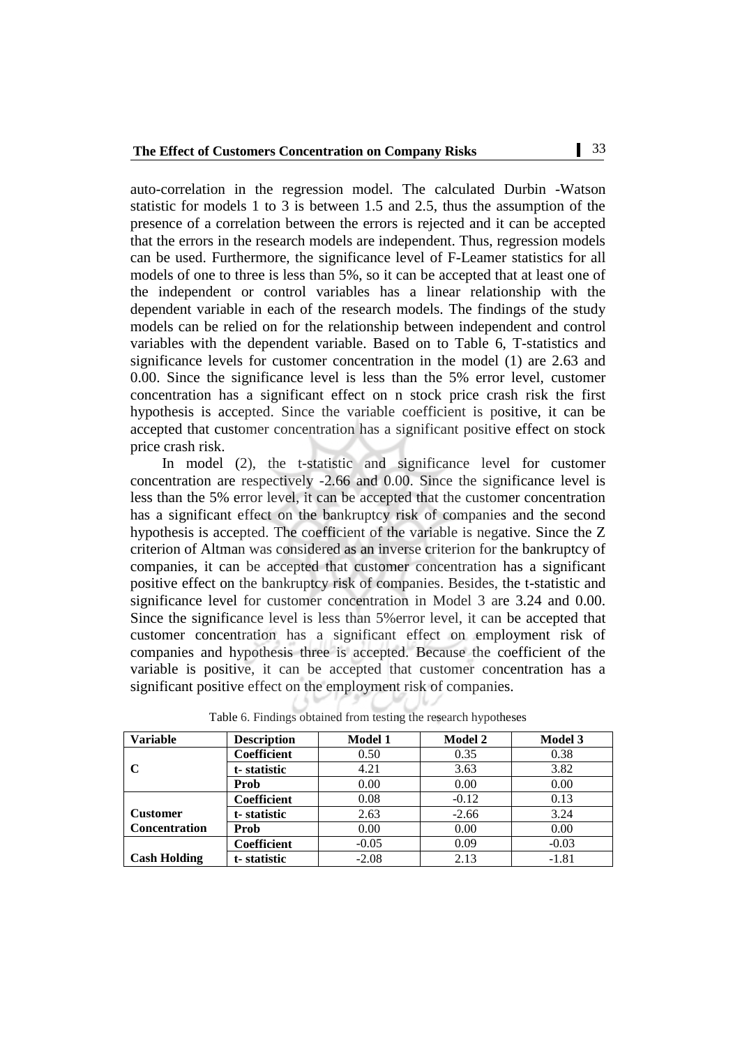auto-correlation in the regression model. The calculated Durbin -Watson statistic for models 1 to 3 is between 1.5 and 2.5, thus the assumption of the presence of a correlation between the errors is rejected and it can be accepted that the errors in the research models are independent. Thus, regression models can be used. Furthermore, the significance level of F-Leamer statistics for all models of one to three is less than 5%, so it can be accepted that at least one of the independent or control variables has a linear relationship with the dependent variable in each of the research models. The findings of the study models can be relied on for the relationship between independent and control variables with the dependent variable. Based on to Table 6, T-statistics and significance levels for customer concentration in the model (1) are 2.63 and 0.00. Since the significance level is less than the 5% error level, customer concentration has a significant effect on n stock price crash risk the first hypothesis is accepted. Since the variable coefficient is positive, it can be accepted that customer concentration has a significant positive effect on stock price crash risk.

In model (2), the t-statistic and significance level for customer concentration are respectively -2.66 and 0.00. Since the significance level is less than the 5% error level, it can be accepted that the customer concentration has a significant effect on the bankruptcy risk of companies and the second hypothesis is accepted. The coefficient of the variable is negative. Since the Z criterion of Altman was considered as an inverse criterion for the bankruptcy of companies, it can be accepted that customer concentration has a significant positive effect on the bankruptcy risk of companies. Besides, the t-statistic and significance level for customer concentration in Model 3 are 3.24 and 0.00. Since the significance level is less than 5%error level, it can be accepted that customer concentration has a significant effect on employment risk of companies and hypothesis three is accepted. Because the coefficient of the variable is positive, it can be accepted that customer concentration has a significant positive effect on the employment risk of companies.

Table 6. Findings obtained from testing the research hypotheses

| Variable | Description | Model 1 | Model 2 | Model 3 |
|---|---|---|---|---|
| C | Coefficient | 0.50 | 0.35 | 0.38 |
| | t- statistic | 4.21 | 3.63 | 3.82 |
| | Prob | 0.00 | 0.00 | 0.00 |
| Customer Concentration | Coefficient | 0.08 | -0.12 | 0.13 |
| | t- statistic | 2.63 | -2.66 | 3.24 |
| | Prob | 0.00 | 0.00 | 0.00 |
| Cash Holding | Coefficient | -0.05 | 0.09 | -0.03 |
| | t- statistic | -2.08 | 2.13 | -1.81 |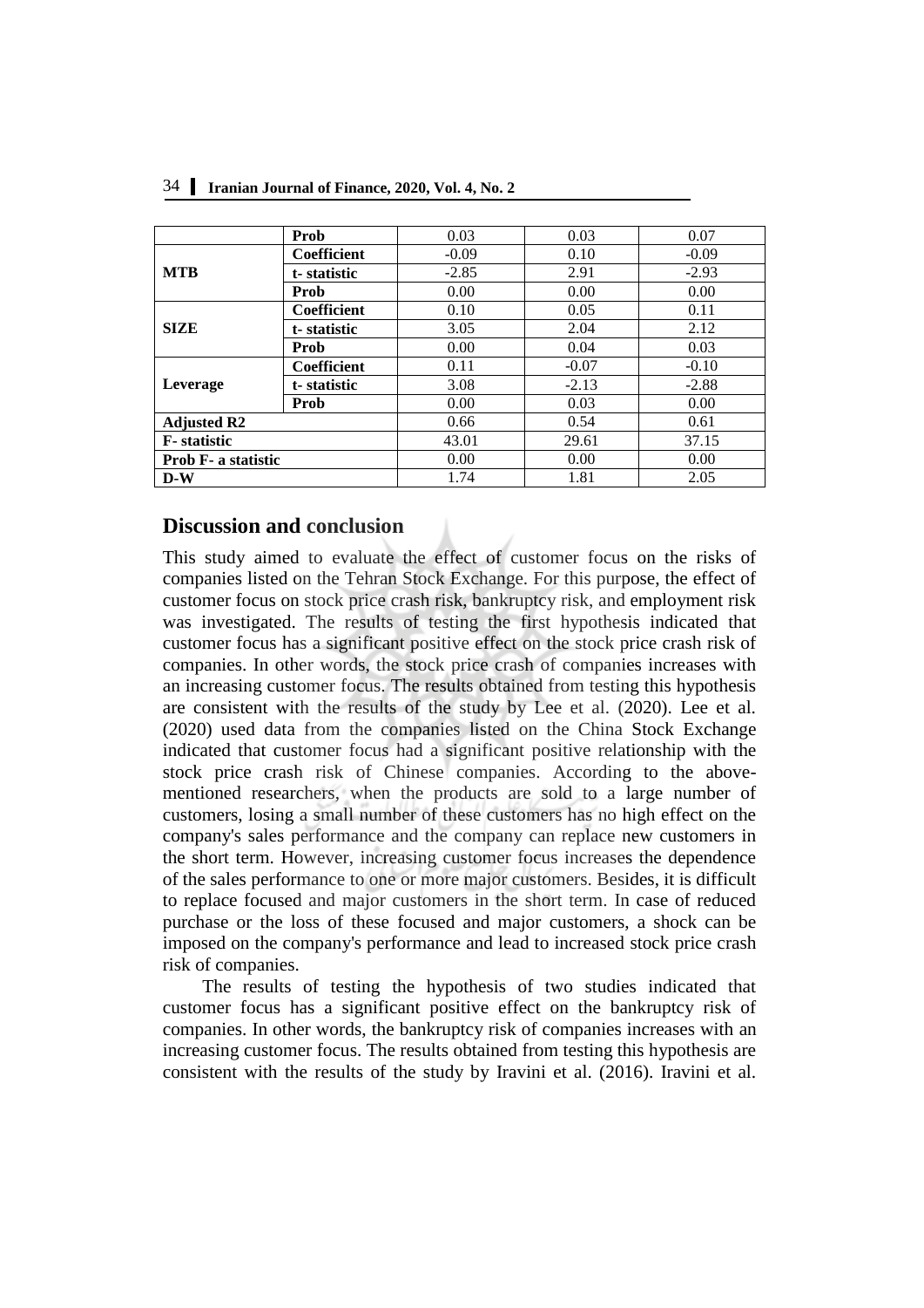|  |  |  |  |  |
|---|---|---|---|---|
|  | **Prob** | 0.03 | 0.03 | 0.07 |
| **MTB** | **Coefficient** | -0.09 | 0.10 | -0.09 |
|  | **t- statistic** | -2.85 | 2.91 | -2.93 |
|  | **Prob** | 0.00 | 0.00 | 0.00 |
| **SIZE** | **Coefficient** | 0.10 | 0.05 | 0.11 |
|  | **t- statistic** | 3.05 | 2.04 | 2.12 |
|  | **Prob** | 0.00 | 0.04 | 0.03 |
| **Leverage** | **Coefficient** | 0.11 | -0.07 | -0.10 |
|  | **t- statistic** | 3.08 | -2.13 | -2.88 |
|  | **Prob** | 0.00 | 0.03 | 0.00 |
| **Adjusted R2** |  | 0.66 | 0.54 | 0.61 |
| **F- statistic** |  | 43.01 | 29.61 | 37.15 |
| **Prob F- a statistic** |  | 0.00 | 0.00 | 0.00 |
| **D-W** |  | 1.74 | 1.81 | 2.05 |

## Discussion and conclusion

This study aimed to evaluate the effect of customer focus on the risks of companies listed on the Tehran Stock Exchange. For this purpose, the effect of customer focus on stock price crash risk, bankruptcy risk, and employment risk was investigated. The results of testing the first hypothesis indicated that customer focus has a significant positive effect on the stock price crash risk of companies. In other words, the stock price crash of companies increases with an increasing customer focus. The results obtained from testing this hypothesis are consistent with the results of the study by Lee et al. (2020). Lee et al. (2020) used data from the companies listed on the China Stock Exchange indicated that customer focus had a significant positive relationship with the stock price crash risk of Chinese companies. According to the above-mentioned researchers, when the products are sold to a large number of customers, losing a small number of these customers has no high effect on the company's sales performance and the company can replace new customers in the short term. However, increasing customer focus increases the dependence of the sales performance to one or more major customers. Besides, it is difficult to replace focused and major customers in the short term. In case of reduced purchase or the loss of these focused and major customers, a shock can be imposed on the company's performance and lead to increased stock price crash risk of companies.

The results of testing the hypothesis of two studies indicated that customer focus has a significant positive effect on the bankruptcy risk of companies. In other words, the bankruptcy risk of companies increases with an increasing customer focus. The results obtained from testing this hypothesis are consistent with the results of the study by Iravini et al. (2016). Iravini et al.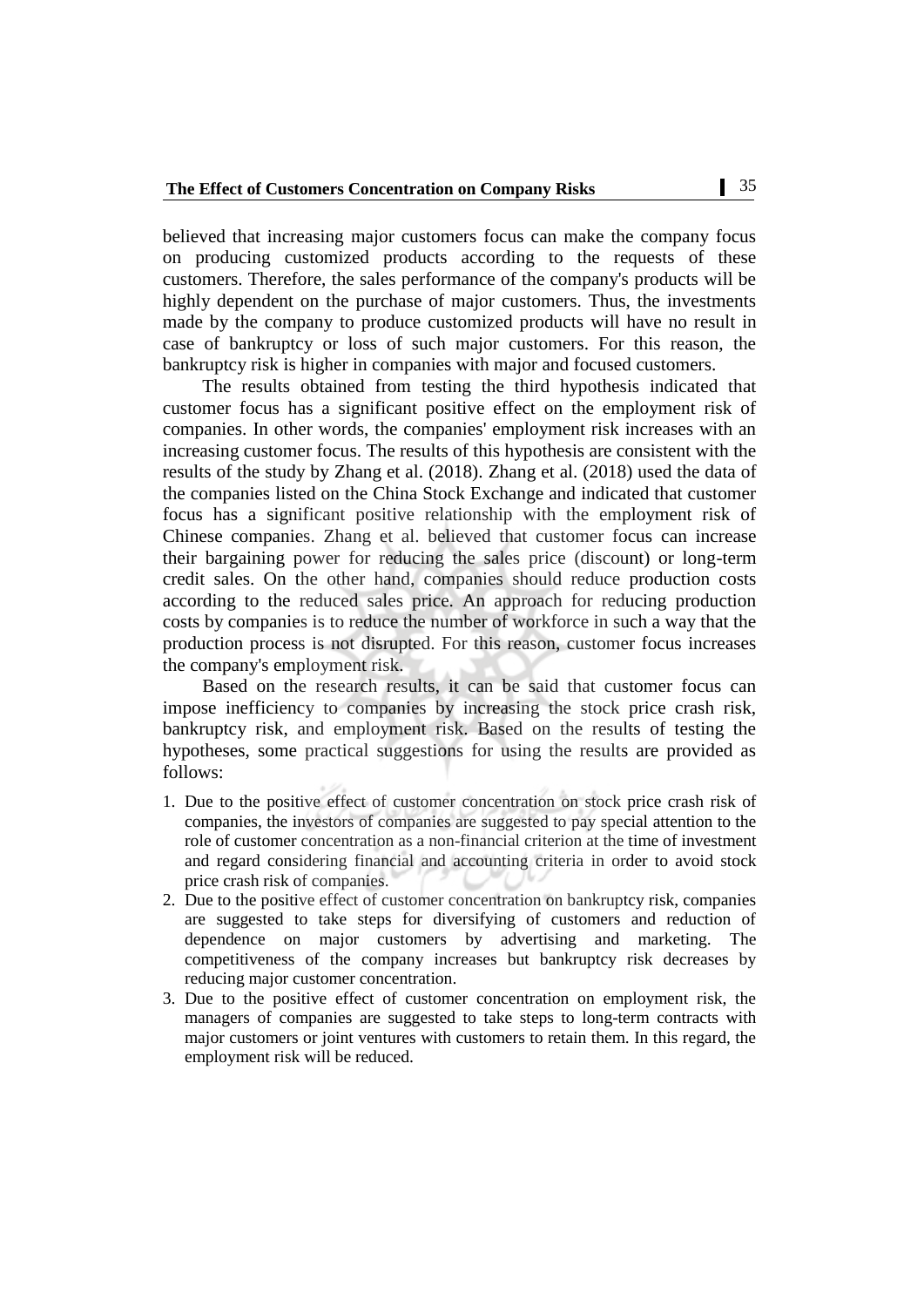believed that increasing major customers focus can make the company focus on producing customized products according to the requests of these customers. Therefore, the sales performance of the company's products will be highly dependent on the purchase of major customers. Thus, the investments made by the company to produce customized products will have no result in case of bankruptcy or loss of such major customers. For this reason, the bankruptcy risk is higher in companies with major and focused customers.

The results obtained from testing the third hypothesis indicated that customer focus has a significant positive effect on the employment risk of companies. In other words, the companies' employment risk increases with an increasing customer focus. The results of this hypothesis are consistent with the results of the study by Zhang et al. (2018). Zhang et al. (2018) used the data of the companies listed on the China Stock Exchange and indicated that customer focus has a significant positive relationship with the employment risk of Chinese companies. Zhang et al. believed that customer focus can increase their bargaining power for reducing the sales price (discount) or long-term credit sales. On the other hand, companies should reduce production costs according to the reduced sales price. An approach for reducing production costs by companies is to reduce the number of workforce in such a way that the production process is not disrupted. For this reason, customer focus increases the company's employment risk.

Based on the research results, it can be said that customer focus can impose inefficiency to companies by increasing the stock price crash risk, bankruptcy risk, and employment risk. Based on the results of testing the hypotheses, some practical suggestions for using the results are provided as follows:

1. Due to the positive effect of customer concentration on stock price crash risk of companies, the investors of companies are suggested to pay special attention to the role of customer concentration as a non-financial criterion at the time of investment and regard considering financial and accounting criteria in order to avoid stock price crash risk of companies.
2. Due to the positive effect of customer concentration on bankruptcy risk, companies are suggested to take steps for diversifying of customers and reduction of dependence on major customers by advertising and marketing. The competitiveness of the company increases but bankruptcy risk decreases by reducing major customer concentration.
3. Due to the positive effect of customer concentration on employment risk, the managers of companies are suggested to take steps to long-term contracts with major customers or joint ventures with customers to retain them. In this regard, the employment risk will be reduced.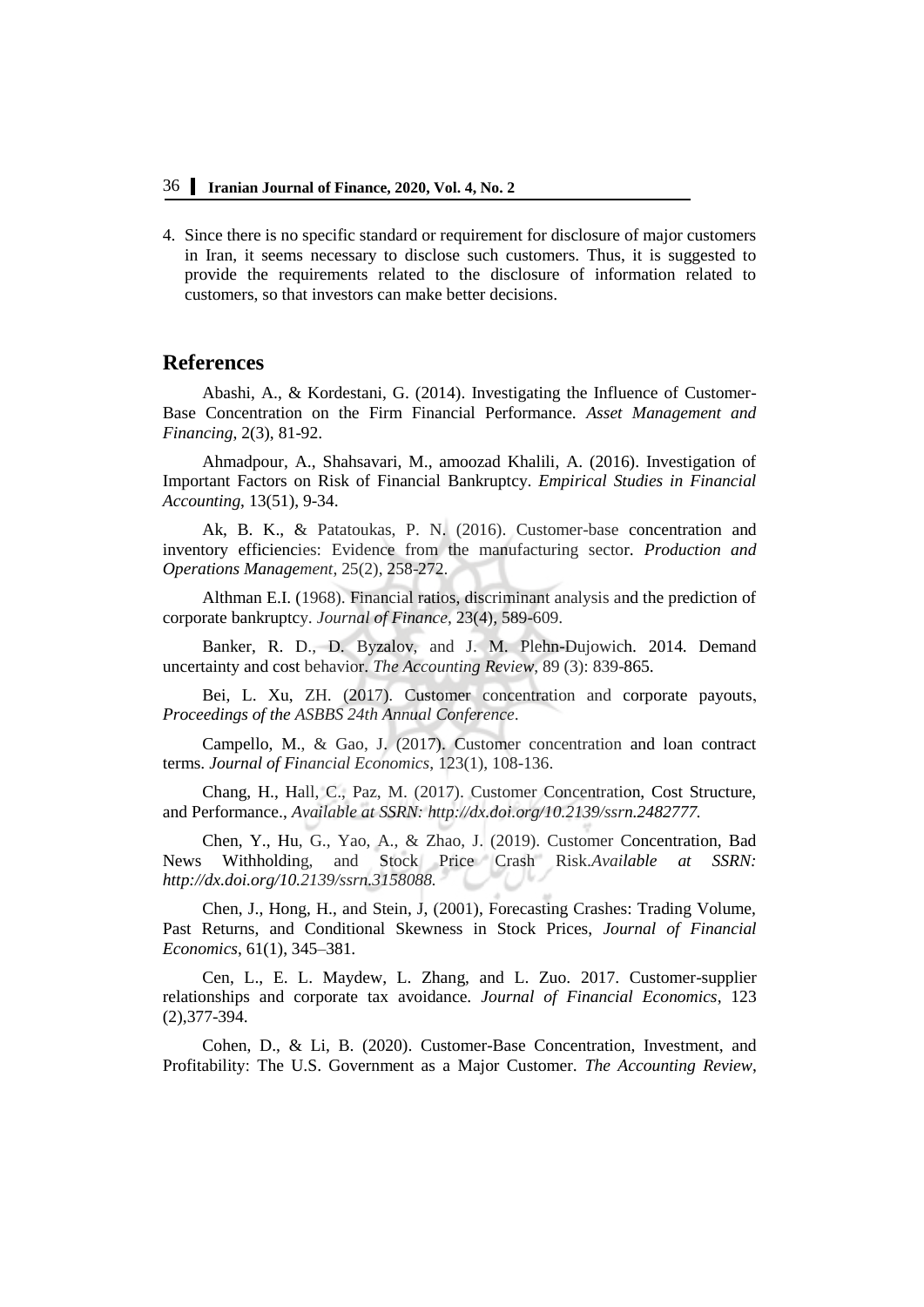4. Since there is no specific standard or requirement for disclosure of major customers in Iran, it seems necessary to disclose such customers. Thus, it is suggested to provide the requirements related to the disclosure of information related to customers, so that investors can make better decisions.

## References

Abashi, A., & Kordestani, G. (2014). Investigating the Influence of Customer-Base Concentration on the Firm Financial Performance. *Asset Management and Financing*, 2(3), 81-92.

Ahmadpour, A., Shahsavari, M., amoozad Khalili, A. (2016). Investigation of Important Factors on Risk of Financial Bankruptcy. *Empirical Studies in Financial Accounting*, 13(51), 9-34.

Ak, B. K., & Patatoukas, P. N. (2016). Customer-base concentration and inventory efficiencies: Evidence from the manufacturing sector. *Production and Operations Management*, 25(2), 258-272.

Althman E.I. (1968). Financial ratios, discriminant analysis and the prediction of corporate bankruptcy. *Journal of Finance*, 23(4), 589-609.

Banker, R. D., D. Byzalov, and J. M. Plehn-Dujowich. 2014. Demand uncertainty and cost behavior. *The Accounting Review*, 89 (3): 839-865.

Bei, L. Xu, ZH. (2017). Customer concentration and corporate payouts, *Proceedings of the ASBBS 24th Annual Conference*.

Campello, M., & Gao, J. (2017). Customer concentration and loan contract terms. *Journal of Financial Economics*, 123(1), 108-136.

Chang, H., Hall, C., Paz, M. (2017). Customer Concentration, Cost Structure, and Performance., *Available at SSRN: http://dx.doi.org/10.2139/ssrn.2482777.*

Chen, Y., Hu, G., Yao, A., & Zhao, J. (2019). Customer Concentration, Bad News Withholding, and Stock Price Crash Risk.*Available at SSRN: http://dx.doi.org/10.2139/ssrn.3158088.*

Chen, J., Hong, H., and Stein, J, (2001), Forecasting Crashes: Trading Volume, Past Returns, and Conditional Skewness in Stock Prices, *Journal of Financial Economics*, 61(1), 345–381.

Cen, L., E. L. Maydew, L. Zhang, and L. Zuo. 2017. Customer-supplier relationships and corporate tax avoidance. *Journal of Financial Economics*, 123 (2),377-394.

Cohen, D., & Li, B. (2020). Customer-Base Concentration, Investment, and Profitability: The U.S. Government as a Major Customer. *The Accounting Review*,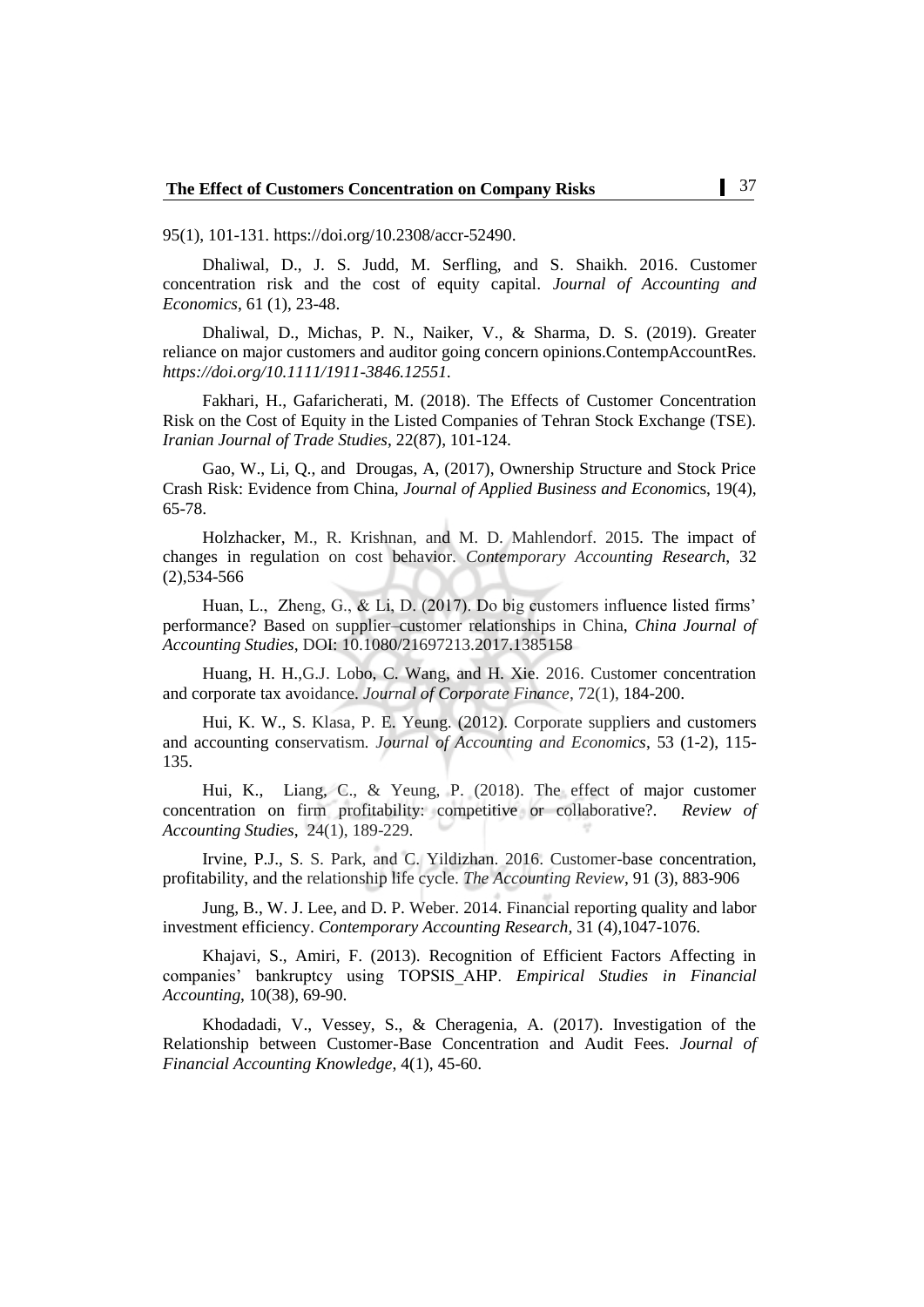95(1), 101-131. https://doi.org/10.2308/accr-52490.

Dhaliwal, D., J. S. Judd, M. Serfling, and S. Shaikh. 2016. Customer concentration risk and the cost of equity capital. *Journal of Accounting and Economics*, 61 (1), 23-48.

Dhaliwal, D., Michas, P. N., Naiker, V., & Sharma, D. S. (2019). Greater reliance on major customers and auditor going concern opinions.ContempAccountRes. *https://doi.org/10.1111/1911-3846.12551*.

Fakhari, H., Gafaricherati, M. (2018). The Effects of Customer Concentration Risk on the Cost of Equity in the Listed Companies of Tehran Stock Exchange (TSE). *Iranian Journal of Trade Studies*, 22(87), 101-124.

Gao, W., Li, Q., and Drougas, A, (2017), Ownership Structure and Stock Price Crash Risk: Evidence from China, *Journal of Applied Business and Econom*ics, 19(4), 65-78.

Holzhacker, M., R. Krishnan, and M. D. Mahlendorf. 2015. The impact of changes in regulation on cost behavior. *Contemporary Accounting Research*, 32 (2),534-566

Huan, L., Zheng, G., & Li, D. (2017). Do big customers influence listed firms' performance? Based on supplier–customer relationships in China, *China Journal of Accounting Studies*, DOI: 10.1080/21697213.2017.1385158

Huang, H. H.,G.J. Lobo, C. Wang, and H. Xie. 2016. Customer concentration and corporate tax avoidance. *Journal of Corporate Finance*, 72(1), 184-200.

Hui, K. W., S. Klasa, P. E. Yeung. (2012). Corporate suppliers and customers and accounting conservatism. *Journal of Accounting and Economics*, 53 (1-2), 115-135.

Hui, K., Liang, C., & Yeung, P. (2018). The effect of major customer concentration on firm profitability: competitive or collaborative?. *Review of Accounting Studies*, 24(1), 189-229.

Irvine, P.J., S. S. Park, and C. Yildizhan. 2016. Customer-base concentration, profitability, and the relationship life cycle. *The Accounting Review*, 91 (3), 883-906

Jung, B., W. J. Lee, and D. P. Weber. 2014. Financial reporting quality and labor investment efficiency. *Contemporary Accounting Research*, 31 (4),1047-1076.

Khajavi, S., Amiri, F. (2013). Recognition of Efficient Factors Affecting in companies' bankruptcy using TOPSIS_AHP. *Empirical Studies in Financial Accounting*, 10(38), 69-90.

Khodadadi, V., Vessey, S., & Cheragenia, A. (2017). Investigation of the Relationship between Customer-Base Concentration and Audit Fees. *Journal of Financial Accounting Knowledge*, 4(1), 45-60.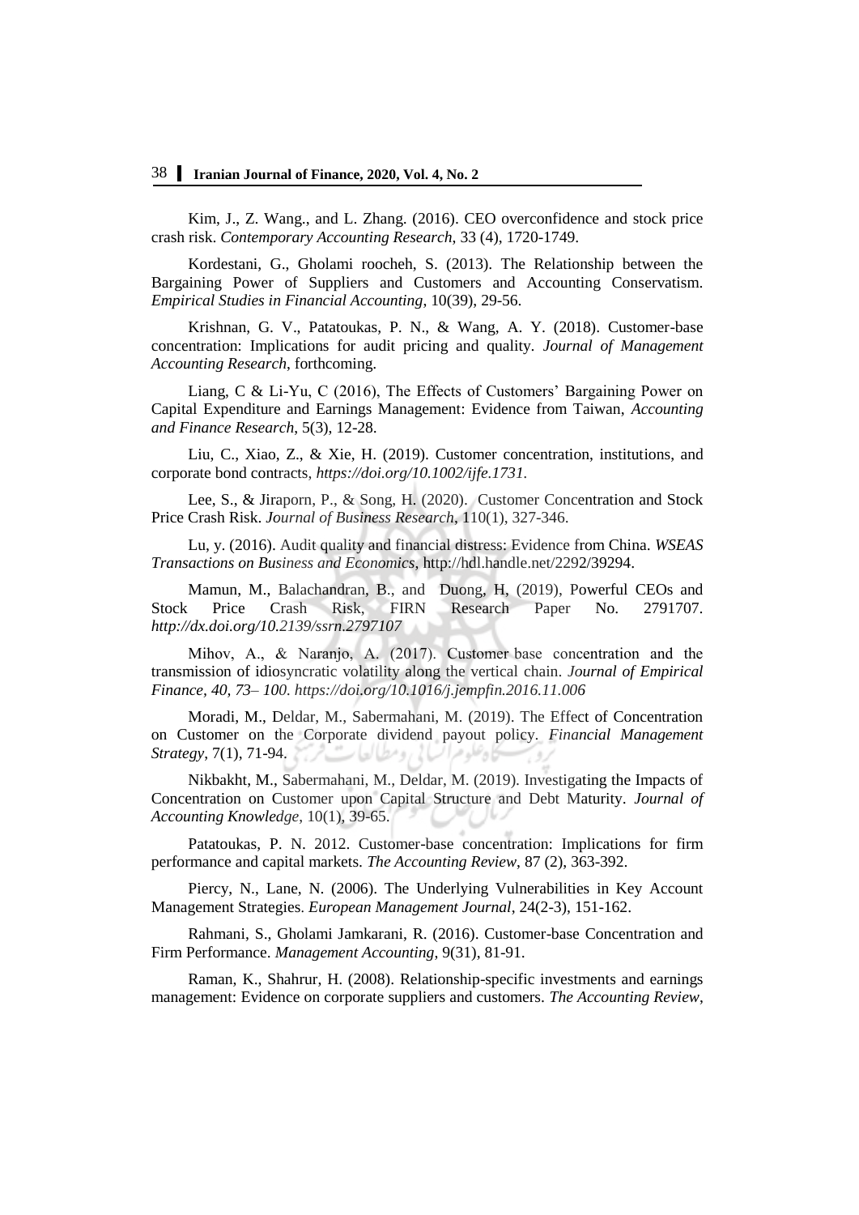Kim, J., Z. Wang., and L. Zhang. (2016). CEO overconfidence and stock price crash risk. *Contemporary Accounting Research*, 33 (4), 1720-1749.

Kordestani, G., Gholami roocheh, S. (2013). The Relationship between the Bargaining Power of Suppliers and Customers and Accounting Conservatism. *Empirical Studies in Financial Accounting*, 10(39), 29-56.

Krishnan, G. V., Patatoukas, P. N., & Wang, A. Y. (2018). Customer-base concentration: Implications for audit pricing and quality. *Journal of Management Accounting Research*, forthcoming.

Liang, C & Li-Yu, C (2016), The Effects of Customers' Bargaining Power on Capital Expenditure and Earnings Management: Evidence from Taiwan, *Accounting and Finance Research*, 5(3), 12-28.

Liu, C., Xiao, Z., & Xie, H. (2019). Customer concentration, institutions, and corporate bond contracts, *https://doi.org/10.1002/ijfe.1731.*

Lee, S., & Jiraporn, P., & Song, H. (2020). Customer Concentration and Stock Price Crash Risk. *Journal of Business Research*, 110(1), 327-346.

Lu, y. (2016). Audit quality and financial distress: Evidence from China. *WSEAS Transactions on Business and Economics*, http://hdl.handle.net/2292/39294.

Mamun, M., Balachandran, B., and Duong, H, (2019), Powerful CEOs and Stock Price Crash Risk, FIRN Research Paper No. 2791707. *http://dx.doi.org/10.2139/ssrn.2797107*

Mihov, A., & Naranjo, A. (2017). Customer base concentration and the transmission of idiosyncratic volatility along the vertical chain. *Journal of Empirical Finance, 40, 73– 100. https://doi.org/10.1016/j.jempfin.2016.11.006*

Moradi, M., Deldar, M., Sabermahani, M. (2019). The Effect of Concentration on Customer on the Corporate dividend payout policy. *Financial Management Strategy*, 7(1), 71-94.

Nikbakht, M., Sabermahani, M., Deldar, M. (2019). Investigating the Impacts of Concentration on Customer upon Capital Structure and Debt Maturity. *Journal of Accounting Knowledge*, 10(1), 39-65.

Patatoukas, P. N. 2012. Customer-base concentration: Implications for firm performance and capital markets. *The Accounting Review*, 87 (2), 363-392.

Piercy, N., Lane, N. (2006). The Underlying Vulnerabilities in Key Account Management Strategies. *European Management Journal*, 24(2-3), 151-162.

Rahmani, S., Gholami Jamkarani, R. (2016). Customer-base Concentration and Firm Performance. *Management Accounting*, 9(31), 81-91.

Raman, K., Shahrur, H. (2008). Relationship-specific investments and earnings management: Evidence on corporate suppliers and customers. *The Accounting Review*,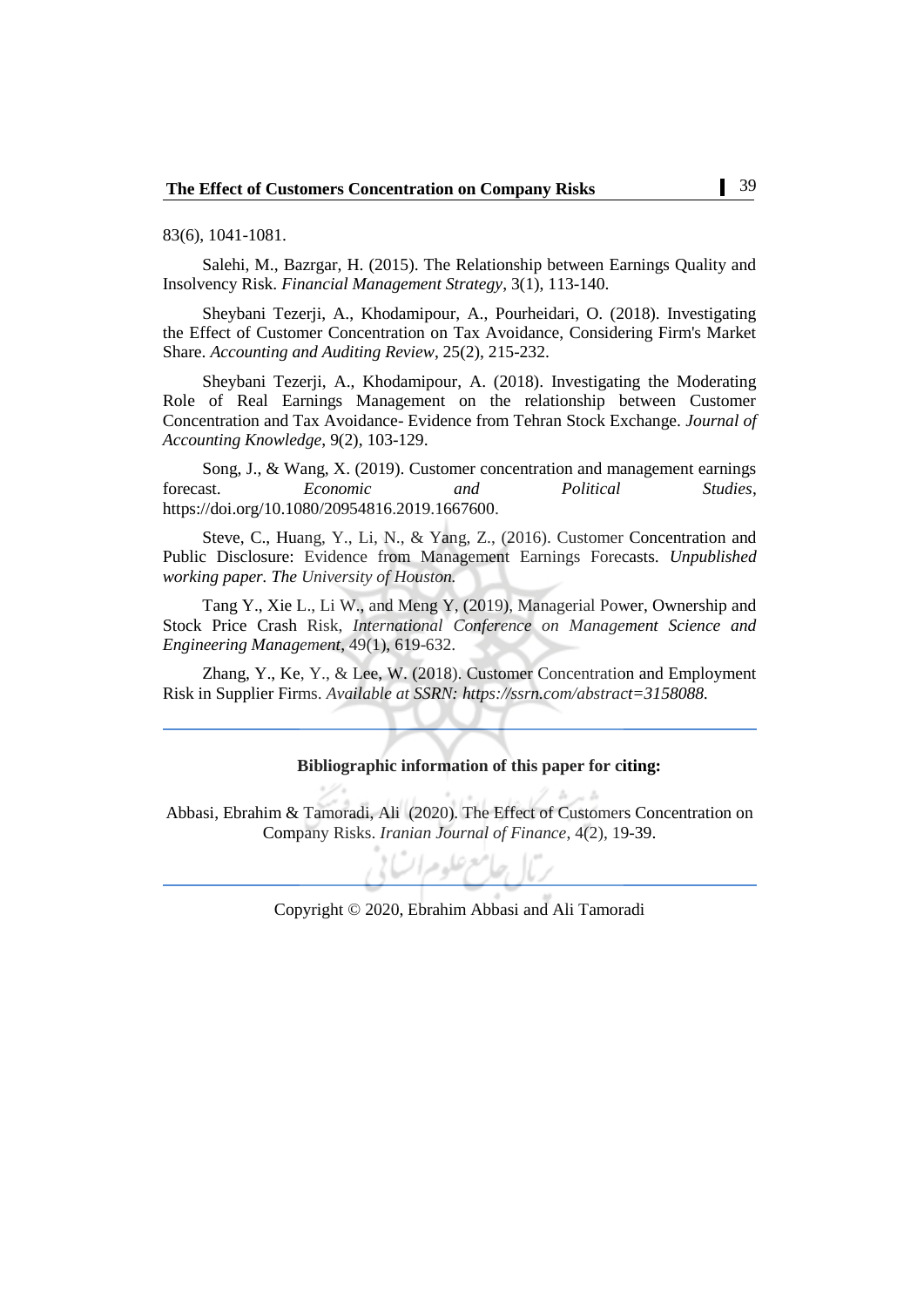83(6), 1041-1081.

Salehi, M., Bazrgar, H. (2015). The Relationship between Earnings Quality and Insolvency Risk. *Financial Management Strategy*, 3(1), 113-140.

Sheybani Tezerji, A., Khodamipour, A., Pourheidari, O. (2018). Investigating the Effect of Customer Concentration on Tax Avoidance, Considering Firm's Market Share. *Accounting and Auditing Review*, 25(2), 215-232.

Sheybani Tezerji, A., Khodamipour, A. (2018). Investigating the Moderating Role of Real Earnings Management on the relationship between Customer Concentration and Tax Avoidance- Evidence from Tehran Stock Exchange. *Journal of Accounting Knowledge*, 9(2), 103-129.

Song, J., & Wang, X. (2019). Customer concentration and management earnings forecast. *Economic and Political Studies*, https://doi.org/10.1080/20954816.2019.1667600.

Steve, C., Huang, Y., Li, N., & Yang, Z., (2016). Customer Concentration and Public Disclosure: Evidence from Management Earnings Forecasts. *Unpublished working paper*. *The University of Houston.*

Tang Y., Xie L., Li W., and Meng Y, (2019), Managerial Power, Ownership and Stock Price Crash Risk, *International Conference on Management Science and Engineering Management*, 49(1), 619-632.

Zhang, Y., Ke, Y., & Lee, W. (2018). Customer Concentration and Employment Risk in Supplier Firms. *Available at SSRN: https://ssrn.com/abstract=3158088.*

---

**Bibliographic information of this paper for citing:**

Abbasi, Ebrahim & Tamoradi, Ali (2020). The Effect of Customers Concentration on Company Risks. *Iranian Journal of Finance*, 4(2), 19-39.

---

Copyright © 2020, Ebrahim Abbasi and Ali Tamoradi